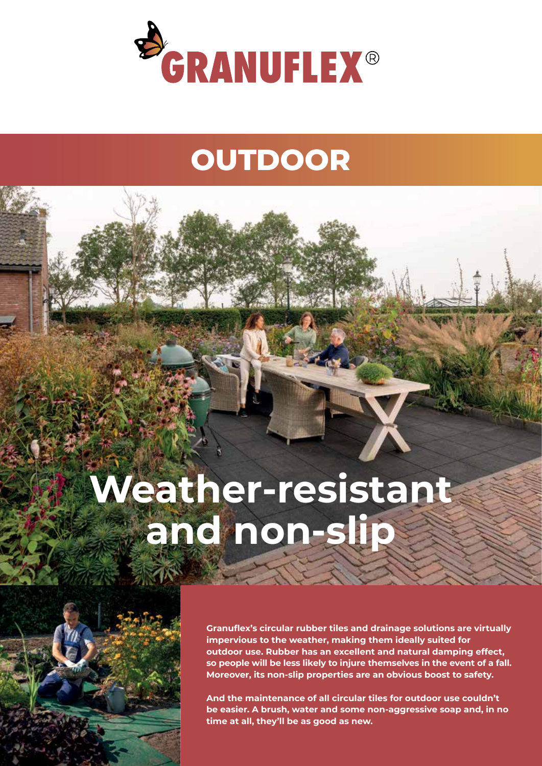GRANUFLEX®

# OUTDOOR

# Weather-resistant and non-slip

**Granuflex's circular rubber tiles and drainage solutions are virtually impervious to the weather, making them ideally suited for outdoor use. Rubber has an excellent and natural damping effect, so people will be less likely to injure themselves in the event of a fall. Moreover, its non-slip properties are an obvious boost to safety.**

**And the maintenance of all circular tiles for outdoor use couldn't be easier. A brush, water and some non-aggressive soap and, in no time at all, they'll be as good as new.**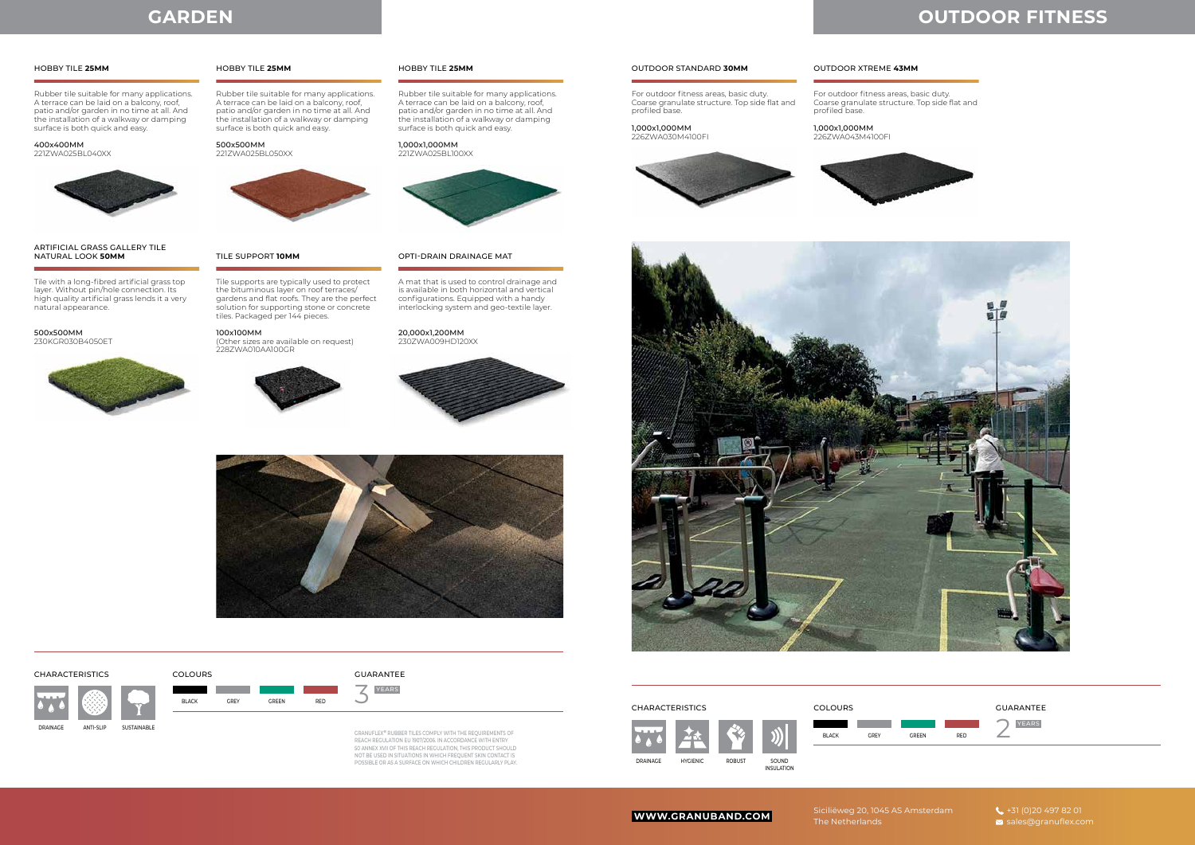# GARDEN

### HOBBY TILE **25MM**

Rubber tile suitable for many applications. A terrace can be laid on a balcony, roof, patio and/or garden in no time at all. And the installation of a walkway or damping surface is both quick and easy.

**400x400MM**
221ZWA025BL040XX

### HOBBY TILE **25MM**

Rubber tile suitable for many applications. A terrace can be laid on a balcony, roof, patio and/or garden in no time at all. And the installation of a walkway or damping surface is both quick and easy.

**500x500MM**
221ZWA025BL050XX

### HOBBY TILE **25MM**

Rubber tile suitable for many applications. A terrace can be laid on a balcony, roof, patio and/or garden in no time at all. And the installation of a walkway or damping surface is both quick and easy.

**1,000x1,000MM**
221ZWA025BL100XX

### ARTIFICIAL GRASS GALLERY TILE NATURAL LOOK **50MM**

Tile with a long-fibred artificial grass top layer. Without pin/hole connection. Its high quality artificial grass lends it a very natural appearance.

**500x500MM**
230KGR030B4050ET

### TILE SUPPORT **10MM**

Tile supports are typically used to protect the bituminous layer on roof terraces/gardens and flat roofs. They are the perfect solution for supporting stone or concrete tiles. Packaged per 144 pieces.

**100x100MM**
(Other sizes are available on request)
228ZWA010AA100GR

### OPTI-DRAIN DRAINAGE MAT

A mat that is used to control drainage and is available in both horizontal and vertical configurations. Equipped with a handy interlocking system and geo-textile layer.

**20,000x1,200MM**
230ZWA009HD120XX

**CHARACTERISTICS**

DRAINAGE — ANTI-SLIP — SUSTAINABLE

**COLOURS**

BLACK — GREY — GREEN — RED

**GUARANTEE**

3 YEARS

GRANUFLEX® RUBBER TILES COMPLY WITH THE REQUIREMENTS OF REACH REGULATION EU 1907/2006. IN ACCORDANCE WITH ENTRY 50 ANNEX XVII OF THIS REACH REGULATION, THIS PRODUCT SHOULD NOT BE USED IN SITUATIONS IN WHICH FREQUENT SKIN CONTACT IS POSSIBLE OR AS A SURFACE ON WHICH CHILDREN REGULARLY PLAY.

# OUTDOOR FITNESS

### OUTDOOR STANDARD **30MM**

For outdoor fitness areas, basic duty. Coarse granulate structure. Top side flat and profiled base.

**1,000x1,000MM**
226ZWA030M4100FI

### OUTDOOR XTREME **43MM**

For outdoor fitness areas, basic duty. Coarse granulate structure. Top side flat and profiled base.

**1,000x1,000MM**
226ZWA043M4100FI

**CHARACTERISTICS**

DRAINAGE — HYGIENIC — ROBUST — SOUND INSULATION

**COLOURS**

BLACK — GREY — GREEN — RED

**GUARANTEE**

2 YEARS

**WWW.GRANUBAND.COM**

Siciliëweg 20, 1045 AS Amsterdam
The Netherlands

+31 (0)20 497 82 01
sales@granuflex.com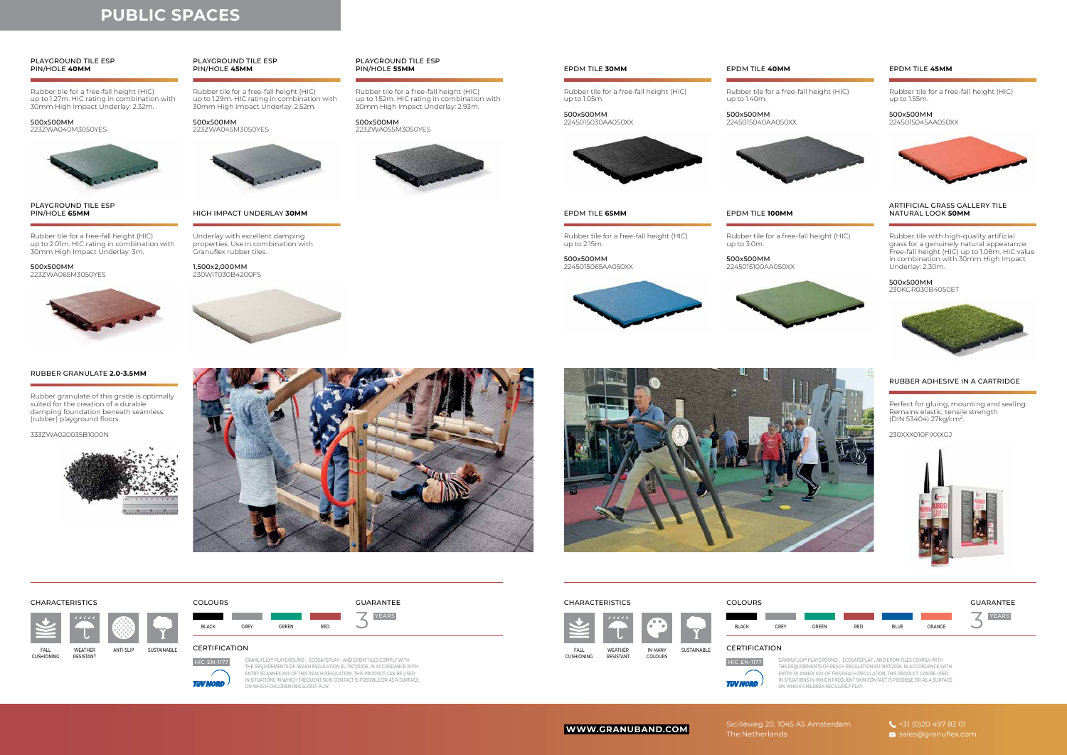# PUBLIC SPACES

## PLAYGROUND TILE ESP PIN/HOLE **40MM**

Rubber tile for a free-fall height (HIC) up to 1.27m. HIC rating in combination with 30mm High Impact Underlay: 2.32m.

**500x500MM**
223ZWA040M3050YES

## PLAYGROUND TILE ESP PIN/HOLE **45MM**

Rubber tile for a free-fall height (HIC) up to 1.29m. HIC rating in combination with 30mm High Impact Underlay: 2.52m.

**500x500MM**
223ZWA045M3050YES

## PLAYGROUND TILE ESP PIN/HOLE **55MM**

Rubber tile for a free-fall height (HIC) up to 1.52m. HIC rating in combination with 30mm High Impact Underlay: 2.93m.

**500x500MM**
223ZWA055M3050YES

## PLAYGROUND TILE ESP PIN/HOLE **65MM**

Rubber tile for a free-fall height (HIC) up to 2.01m. HIC rating in combination with 30mm High Impact Underlay: 3m.

**500x500MM**
223ZWA065M3050YES

## HIGH IMPACT UNDERLAY **30MM**

Underlay with excellent damping properties. Use in combination with Granuflex rubber tiles.

**1,500x2,000MM**
230WIT030B4200FS

## RUBBER GRANULATE **2.0-3.5MM**

Rubber granulate of this grade is optimally suited for the creation of a durable damping foundation beneath seamless (rubber) playground floors.

333ZWA020035B1000N

### CHARACTERISTICS

FALL CUSHIONING · WEATHER RESISTANT · ANTI-SLIP · SUSTAINABLE

### COLOURS

BLACK · GREY · GREEN · RED

### GUARANTEE

3 YEARS

### CERTIFICATION

HIC EN-1177

TÜV NORD

GRANUFLEX® PLAYGROUND-, ECOSAFEPLAY-, AND EPDM TILES COMPLY WITH THE REQUIREMENTS OF REACH REGULATION EU 1907/2006. IN ACCORDANCE WITH ENTRY 50 ANNEX XVII OF THIS REACH REGULATION, THIS PRODUCT CAN BE USED IN SITUATIONS IN WHICH FREQUENT SKIN CONTACT IS POSSIBLE OR AS A SURFACE ON WHICH CHILDREN REGULARLY PLAY.

## EPDM TILE **30MM**

Rubber tile for a free-fall height (HIC) up to 1.05m.

**500x500MM**
2245015030AA050XX

## EPDM TILE **40MM**

Rubber tile for a free-fall height (HIC) up to 1.40m.

**500x500MM**
2245015040AA050XX

## EPDM TILE **45MM**

Rubber tile for a free-fall height (HIC) up to 1.55m.

**500x500MM**
2245015045AA050XX

## EPDM TILE **65MM**

Rubber tile for a free-fall height (HIC) up to 2.15m.

**500x500MM**
2245015065AA050XX

## EPDM TILE **100MM**

Rubber tile for a free-fall height (HIC) up to 3.0m.

**500x500MM**
2245015100AA050XX

## ARTIFICIAL GRASS GALLERY TILE NATURAL LOOK **50MM**

Rubber tile with high-quality artificial grass for a genuinely natural appearance. Free-fall height (HIC) up to 1.08m. HIC value in combination with 30mm High Impact Underlay: 2.30m.

**500x500MM**
230KGR030B4050ET

## RUBBER ADHESIVE IN A CARTRIDGE

Perfect for gluing, mounting and sealing. Remains elastic, tensile strength (DIN 53404) 27kg/cm².

230XXX010FIXXXGJ

### CHARACTERISTICS

FALL CUSHIONING · WEATHER RESISTANT · IN MANY COLOURS · SUSTAINABLE

### COLOURS

BLACK · GREY · GREEN · RED · BLUE · ORANGE

### GUARANTEE

3 YEARS

### CERTIFICATION

HIC EN-1177

TÜV NORD

GRANUFLEX® PLAYGROUND-, ECOSAFEPLAY-, AND EPDM TILES COMPLY WITH THE REQUIREMENTS OF REACH REGULATION EU 1907/2006. IN ACCORDANCE WITH ENTRY 50 ANNEX XVII OF THIS REACH REGULATION, THIS PRODUCT CAN BE USED IN SITUATIONS IN WHICH FREQUENT SKIN CONTACT IS POSSIBLE OR AS A SURFACE ON WHICH CHILDREN REGULARLY PLAY.

**WWW.GRANUBAND.COM**

Siciliëweg 20, 1045 AS Amsterdam
The Netherlands

+31 (0)20 497 82 01
sales@granuflex.com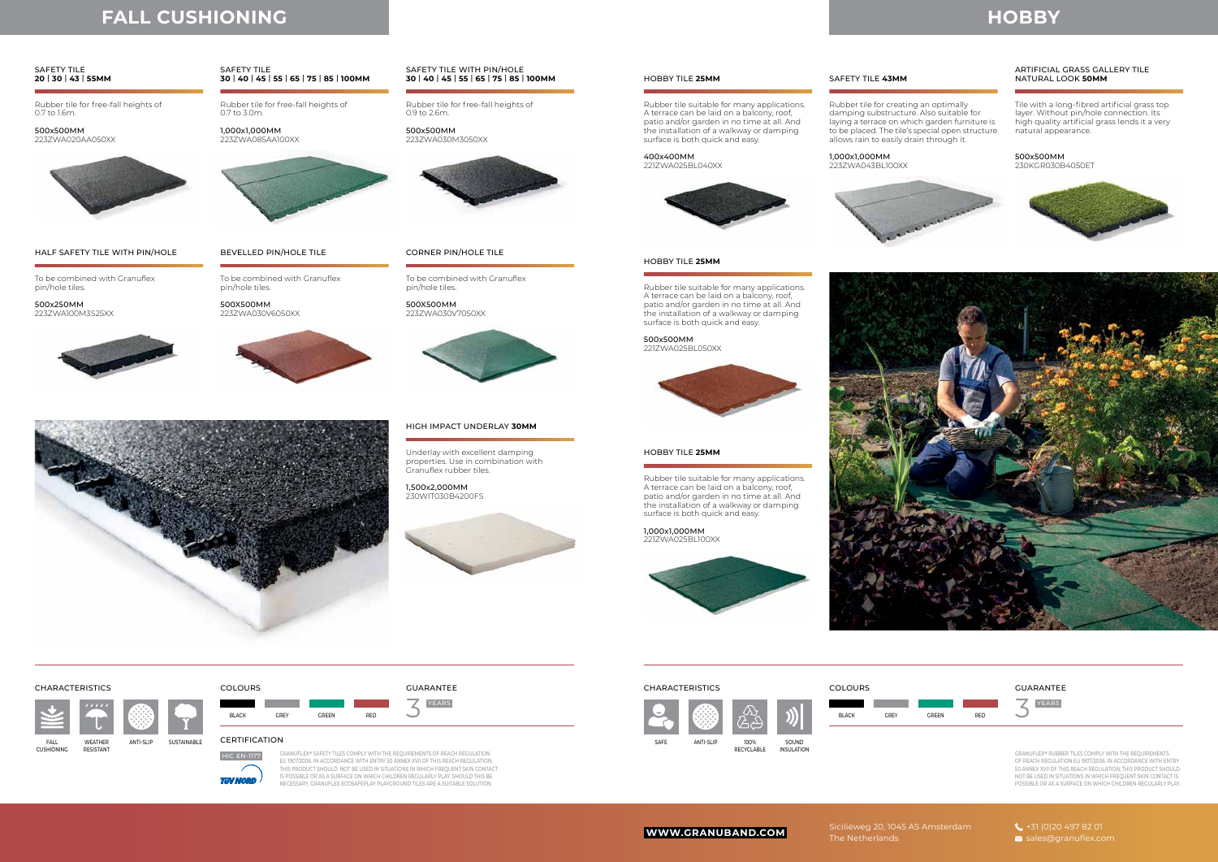# FALL CUSHIONING

### SAFETY TILE **20 | 30 | 43 | 55MM**

Rubber tile for free-fall heights of 0.7 to 1.6m.

500x500MM
223ZWA020AA050XX

### SAFETY TILE **30 | 40 | 45 | 55 | 65 | 75 | 85 | 100MM**

Rubber tile for free-fall heights of 0.7 to 3.0m.

1,000x1,000MM
223ZWA085AA100XX

### SAFETY TILE WITH PIN/HOLE **30 | 40 | 45 | 55 | 65 | 75 | 85 | 100MM**

Rubber tile for free-fall heights of 0.9 to 2.6m.

500x500MM
223ZWA030M3050XX

### HALF SAFETY TILE WITH PIN/HOLE

To be combined with Granuflex pin/hole tiles.

500x250MM
223ZWA100M3S25XX

### BEVELLED PIN/HOLE TILE

To be combined with Granuflex pin/hole tiles.

500X500MM
223ZWA030V6050XX

### CORNER PIN/HOLE TILE

To be combined with Granuflex pin/hole tiles.

500X500MM
223ZWA030V7050XX

### HIGH IMPACT UNDERLAY **30MM**

Underlay with excellent damping properties. Use in combination with Granuflex rubber tiles.

1,500x2,000MM
230WIT030B4200FS

**CHARACTERISTICS**

FALL CUSHIONING · WEATHER RESISTANT · ANTI-SLIP · SUSTAINABLE

**COLOURS**

BLACK · GREY · GREEN · RED

**GUARANTEE**

3 YEARS

**CERTIFICATION**

HIC EN-1177

TÜV NORD

GRANUFLEX® SAFETY TILES COMPLY WITH THE REQUIREMENTS OF REACH REGULATION EU 1907/2006. IN ACCORDANCE WITH ENTRY 50 ANNEX XVII OF THIS REACH REGULATION, THIS PRODUCT SHOULD NOT BE USED IN SITUATIONS IN WHICH FREQUENT SKIN CONTACT IS POSSIBLE OR AS A SURFACE ON WHICH CHILDREN REGULARLY PLAY. SHOULD THIS BE NECESSARY, GRANUFLEX ECOSAFEPLAY PLAYGROUND TILES ARE A SUITABLE SOLUTION.

# HOBBY

### HOBBY TILE **25MM**

Rubber tile suitable for many applications. A terrace can be laid on a balcony, roof, patio and/or garden in no time at all. And the installation of a walkway or damping surface is both quick and easy.

400x400MM
221ZWA025BL040XX

### HOBBY TILE **25MM**

Rubber tile suitable for many applications. A terrace can be laid on a balcony, roof, patio and/or garden in no time at all. And the installation of a walkway or damping surface is both quick and easy.

500x500MM
221ZWA025BL050XX

### HOBBY TILE **25MM**

Rubber tile suitable for many applications. A terrace can be laid on a balcony, roof, patio and/or garden in no time at all. And the installation of a walkway or damping surface is both quick and easy.

1,000x1,000MM
221ZWA025BL100XX

### SAFETY TILE **43MM**

Rubber tile for creating an optimally damping substructure. Also suitable for laying a terrace on which garden furniture is to be placed. The tile's special open structure allows rain to easily drain through it.

1,000x1,000MM
223ZWA043BL100XX

### ARTIFICIAL GRASS GALLERY TILE NATURAL LOOK **50MM**

Tile with a long-fibred artificial grass top layer. Without pin/hole connection. Its high quality artificial grass lends it a very natural appearance.

500x500MM
230KGR030B4050ET

**CHARACTERISTICS**

SAFE · ANTI-SLIP · 100% RECYCLABLE · SOUND INSULATION

**COLOURS**

BLACK · GREY · GREEN · RED

**GUARANTEE**

3 YEARS

GRANUFLEX® RUBBER TILES COMPLY WITH THE REQUIREMENTS OF REACH REGULATION EU 1907/2006. IN ACCORDANCE WITH ENTRY 50 ANNEX XVII OF THIS REACH REGULATION, THIS PRODUCT SHOULD NOT BE USED IN SITUATIONS IN WHICH FREQUENT SKIN CONTACT IS POSSIBLE OR AS A SURFACE ON WHICH CHILDREN REGULARLY PLAY.

**WWW.GRANUBAND.COM**

Siciliëweg 20, 1045 AS Amsterdam
The Netherlands

+31 (0)20 497 82 01
sales@granuflex.com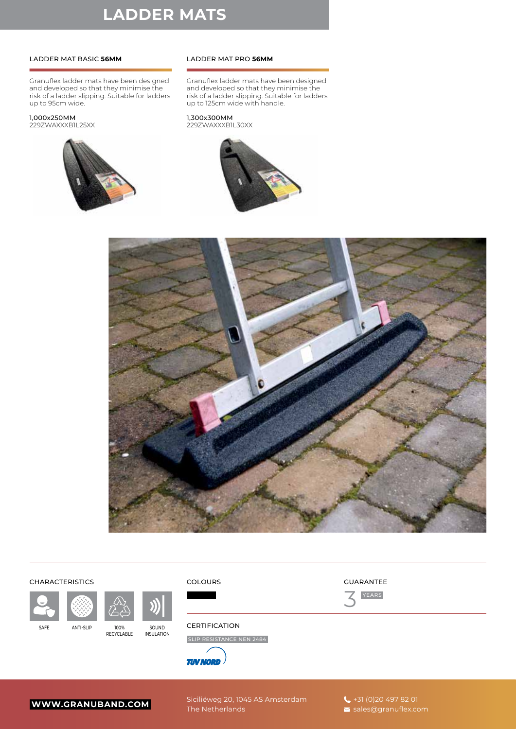# LADDER MATS

## LADDER MAT BASIC **56MM**

Granuflex ladder mats have been designed and developed so that they minimise the risk of a ladder slipping. Suitable for ladders up to 95cm wide.

**1,000x250MM**
229ZWAXXXB1L25XX

## LADDER MAT PRO **56MM**

Granuflex ladder mats have been designed and developed so that they minimise the risk of a ladder slipping. Suitable for ladders up to 125cm wide with handle.

**1,300x300MM**
229ZWAXXXB1L30XX

### CHARACTERISTICS

SAFE

ANTI-SLIP

100% RECYCLABLE

SOUND INSULATION

### COLOURS

### CERTIFICATION

SLIP RESISTANCE NEN 2484

TÜV NORD

### GUARANTEE

3 YEARS

**WWW.GRANUBAND.COM**

Siciliëweg 20, 1045 AS Amsterdam
The Netherlands

+31 (0)20 497 82 01
sales@granuflex.com